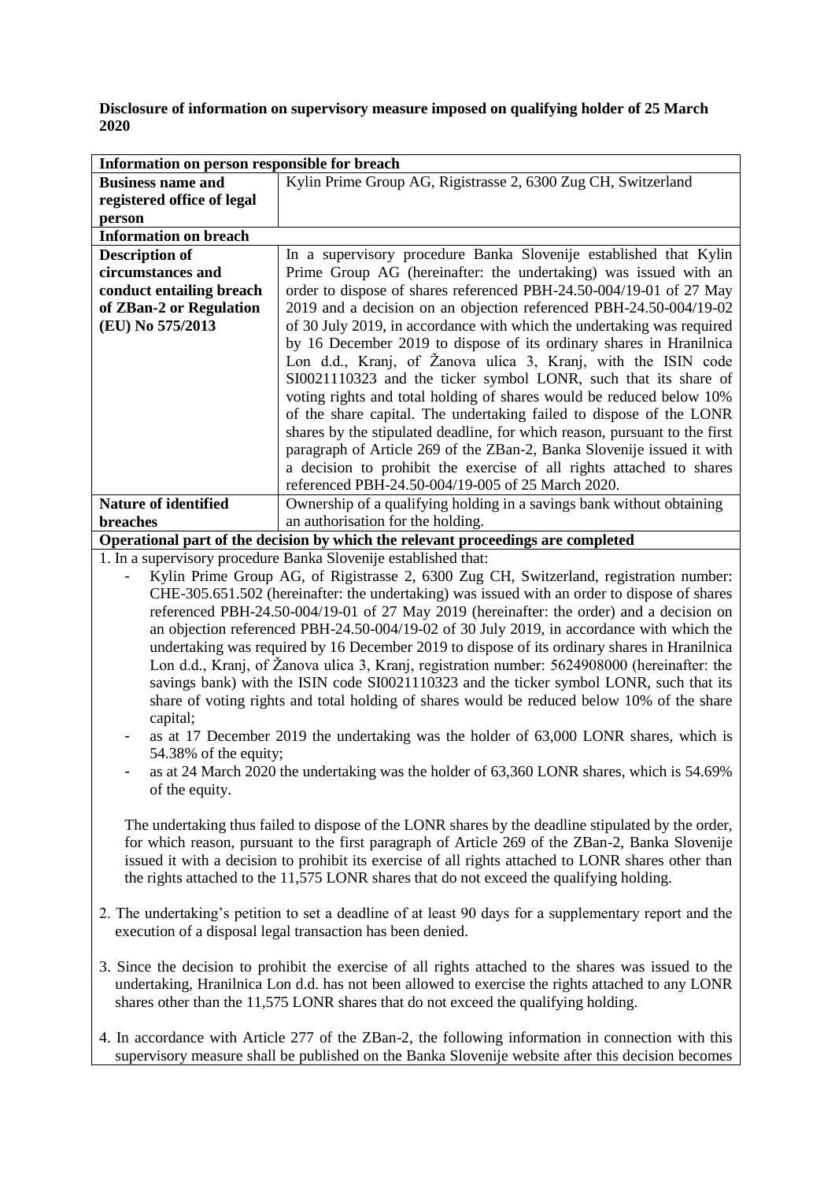**Disclosure of information on supervisory measure imposed on qualifying holder of 25 March 2020**

| **Information on person responsible for breach** | |
|---|---|
| **Business name and registered office of legal person** | Kylin Prime Group AG, Rigistrasse 2, 6300 Zug CH, Switzerland |
| **Information on breach** | |
| **Description of circumstances and conduct entailing breach of ZBan-2 or Regulation (EU) No 575/2013** | In a supervisory procedure Banka Slovenije established that Kylin Prime Group AG (hereinafter: the undertaking) was issued with an order to dispose of shares referenced PBH-24.50-004/19-01 of 27 May 2019 and a decision on an objection referenced PBH-24.50-004/19-02 of 30 July 2019, in accordance with which the undertaking was required by 16 December 2019 to dispose of its ordinary shares in Hranilnica Lon d.d., Kranj, of Žanova ulica 3, Kranj, with the ISIN code SI0021110323 and the ticker symbol LONR, such that its share of voting rights and total holding of shares would be reduced below 10% of the share capital. The undertaking failed to dispose of the LONR shares by the stipulated deadline, for which reason, pursuant to the first paragraph of Article 269 of the ZBan-2, Banka Slovenije issued it with a decision to prohibit the exercise of all rights attached to shares referenced PBH-24.50-004/19-005 of 25 March 2020. |
| **Nature of identified breaches** | Ownership of a qualifying holding in a savings bank without obtaining an authorisation for the holding. |

**Operational part of the decision by which the relevant proceedings are completed**

1. In a supervisory procedure Banka Slovenije established that:
   - Kylin Prime Group AG, of Rigistrasse 2, 6300 Zug CH, Switzerland, registration number: CHE-305.651.502 (hereinafter: the undertaking) was issued with an order to dispose of shares referenced PBH-24.50-004/19-01 of 27 May 2019 (hereinafter: the order) and a decision on an objection referenced PBH-24.50-004/19-02 of 30 July 2019, in accordance with which the undertaking was required by 16 December 2019 to dispose of its ordinary shares in Hranilnica Lon d.d., Kranj, of Žanova ulica 3, Kranj, registration number: 5624908000 (hereinafter: the savings bank) with the ISIN code SI0021110323 and the ticker symbol LONR, such that its share of voting rights and total holding of shares would be reduced below 10% of the share capital;
   - as at 17 December 2019 the undertaking was the holder of 63,000 LONR shares, which is 54.38% of the equity;
   - as at 24 March 2020 the undertaking was the holder of 63,360 LONR shares, which is 54.69% of the equity.

   The undertaking thus failed to dispose of the LONR shares by the deadline stipulated by the order, for which reason, pursuant to the first paragraph of Article 269 of the ZBan-2, Banka Slovenije issued it with a decision to prohibit its exercise of all rights attached to LONR shares other than the rights attached to the 11,575 LONR shares that do not exceed the qualifying holding.

2. The undertaking's petition to set a deadline of at least 90 days for a supplementary report and the execution of a disposal legal transaction has been denied.

3. Since the decision to prohibit the exercise of all rights attached to the shares was issued to the undertaking, Hranilnica Lon d.d. has not been allowed to exercise the rights attached to any LONR shares other than the 11,575 LONR shares that do not exceed the qualifying holding.

4. In accordance with Article 277 of the ZBan-2, the following information in connection with this supervisory measure shall be published on the Banka Slovenije website after this decision becomes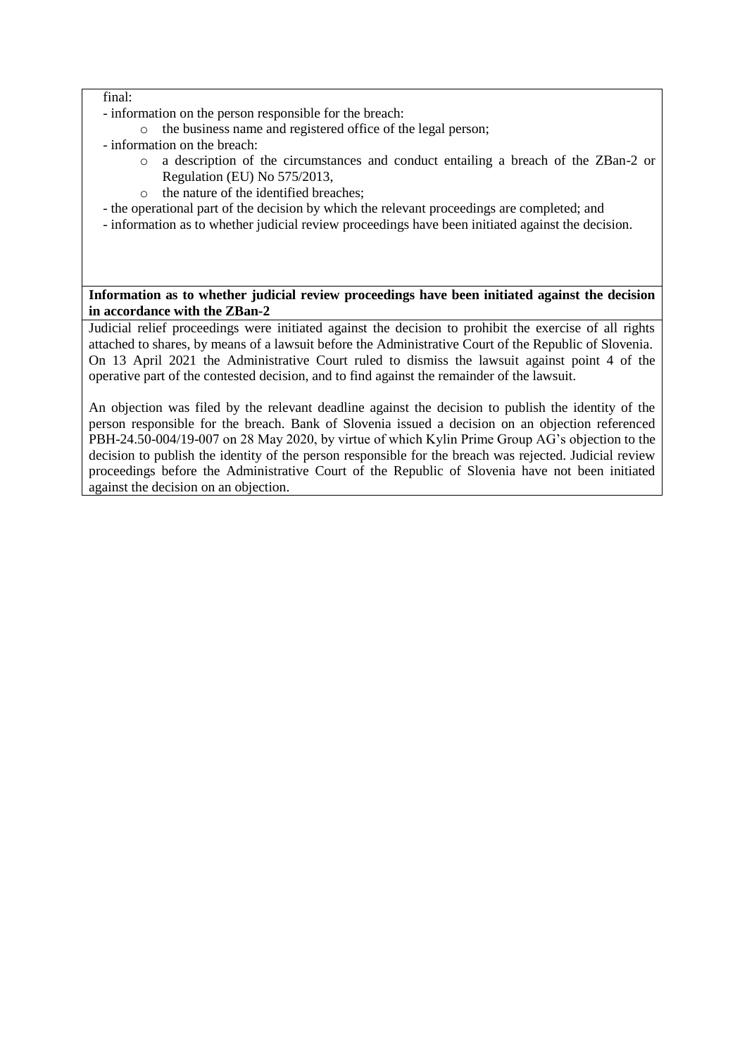final:

- information on the person responsible for the breach:
  - the business name and registered office of the legal person;
- information on the breach:
  - a description of the circumstances and conduct entailing a breach of the ZBan-2 or Regulation (EU) No 575/2013,
  - the nature of the identified breaches;
- the operational part of the decision by which the relevant proceedings are completed; and
- information as to whether judicial review proceedings have been initiated against the decision.

**Information as to whether judicial review proceedings have been initiated against the decision in accordance with the ZBan-2**

Judicial relief proceedings were initiated against the decision to prohibit the exercise of all rights attached to shares, by means of a lawsuit before the Administrative Court of the Republic of Slovenia. On 13 April 2021 the Administrative Court ruled to dismiss the lawsuit against point 4 of the operative part of the contested decision, and to find against the remainder of the lawsuit.

An objection was filed by the relevant deadline against the decision to publish the identity of the person responsible for the breach. Bank of Slovenia issued a decision on an objection referenced PBH-24.50-004/19-007 on 28 May 2020, by virtue of which Kylin Prime Group AG's objection to the decision to publish the identity of the person responsible for the breach was rejected. Judicial review proceedings before the Administrative Court of the Republic of Slovenia have not been initiated against the decision on an objection.